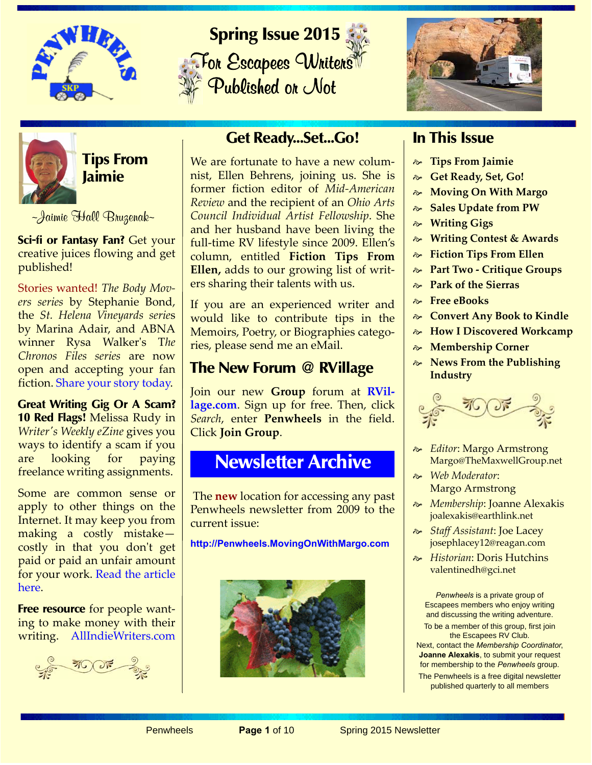# Spring Issue 2015

## For Escapees Writers Published or Not

## Tips From Jaimie

~Jaimie Hall Bruzenak~

**Sci-fi or Fantasy Fan?** Get your creative juices flowing and get published!

Stories wanted! *The Body Movers series* by Stephanie Bond, the *St. Helena Vineyards series* by Marina Adair, and ABNA winner Rysa Walker's *The Chronos Files series* are now open and accepting your fan fiction. Share your story today.

**Great Writing Gig Or A Scam? 10 Red Flags!** Melissa Rudy in *Writer's Weekly eZine* gives you ways to identify a scam if you are looking for paying freelance writing assignments.

Some are common sense or apply to other things on the Internet. It may keep you from making a costly mistake—costly in that you don't get paid or paid an unfair amount for your work. Read the article here.

**Free resource** for people wanting to make money with their writing. AllIndieWriters.com

## Get Ready...Set...Go!

We are fortunate to have a new columnist, Ellen Behrens, joining us. She is former fiction editor of *Mid-American Review* and the recipient of an *Ohio Arts Council Individual Artist Fellowship*. She and her husband have been living the full-time RV lifestyle since 2009. Ellen's column, entitled **Fiction Tips From Ellen,** adds to our growing list of writers sharing their talents with us.

If you are an experienced writer and would like to contribute tips in the Memoirs, Poetry, or Biographies categories, please send me an eMail.

## The New Forum @ RVillage

Join our new **Group** forum at **RVillage.com**. Sign up for free. Then, click *Search*, enter **Penwheels** in the field. Click **Join Group**.

## Newsletter Archive

The **new** location for accessing any past Penwheels newsletter from 2009 to the current issue:

**http://Penwheels.MovingOnWithMargo.com**

## In This Issue

- **Tips From Jaimie**
- **Get Ready, Set, Go!**
- **Moving On With Margo**
- **Sales Update from PW**
- **Writing Gigs**
- **Writing Contest & Awards**
- **Fiction Tips From Ellen**
- **Part Two - Critique Groups**
- **Park of the Sierras**
- **Free eBooks**
- **Convert Any Book to Kindle**
- **How I Discovered Workcamp**
- **Membership Corner**
- **News From the Publishing Industry**

- *Editor*: Margo Armstrong Margo@TheMaxwellGroup.net
- *Web Moderator*: Margo Armstrong
- *Membership*: Joanne Alexakis joalexakis@earthlink.net
- *Staff Assistant*: Joe Lacey josephlacey12@reagan.com
- *Historian*: Doris Hutchins valentinedh@gci.net

*Penwheels* is a private group of Escapees members who enjoy writing and discussing the writing adventure.

To be a member of this group, first join the Escapees RV Club.

Next, contact the *Membership Coordinator*, **Joanne Alexakis**, to submit your request for membership to the *Penwheels* group.

The Penwheels is a free digital newsletter published quarterly to all members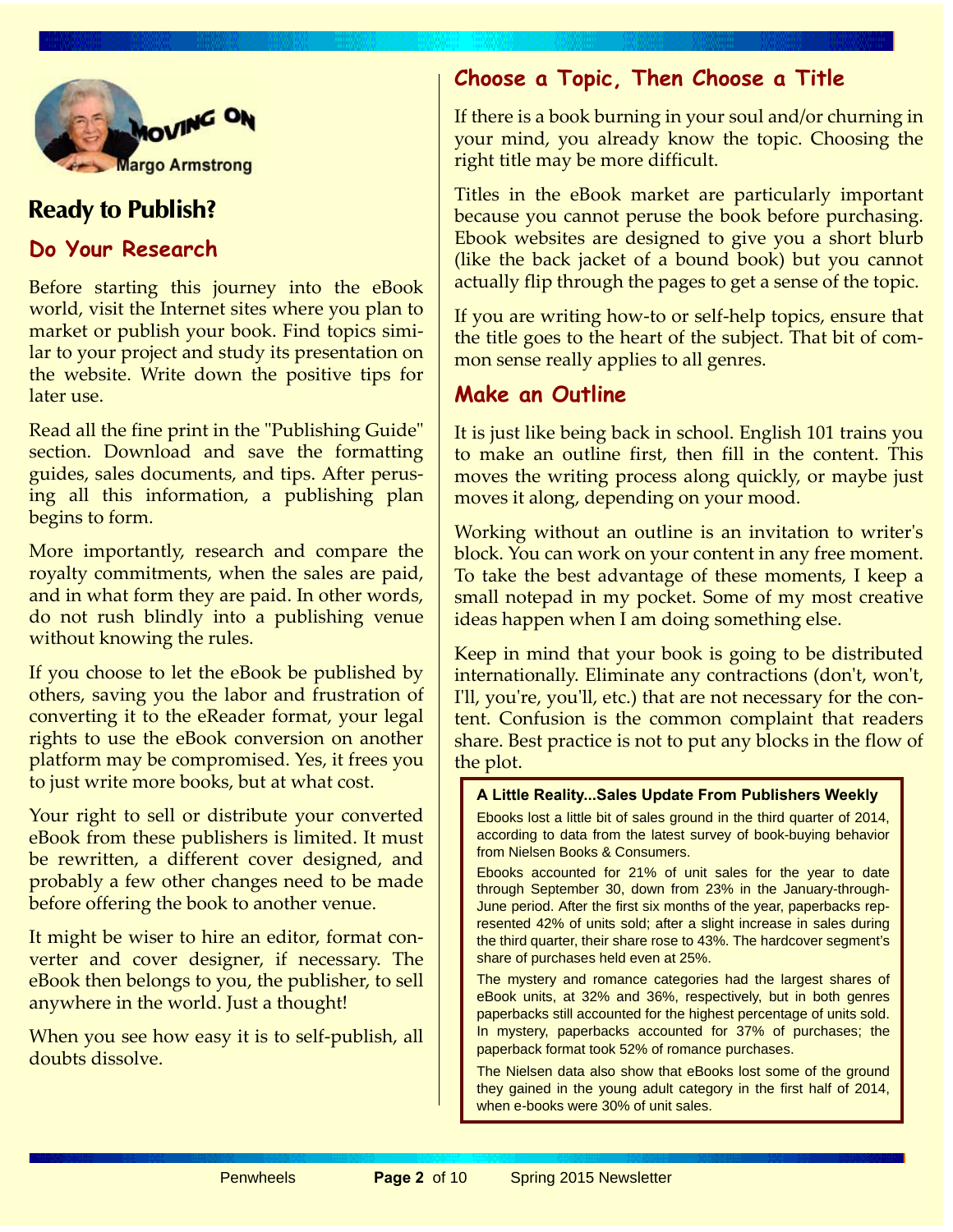MOVING ON

Margo Armstrong

## Ready to Publish?

### Do Your Research

Before starting this journey into the eBook world, visit the Internet sites where you plan to market or publish your book. Find topics similar to your project and study its presentation on the website. Write down the positive tips for later use.

Read all the fine print in the "Publishing Guide" section. Download and save the formatting guides, sales documents, and tips. After perusing all this information, a publishing plan begins to form.

More importantly, research and compare the royalty commitments, when the sales are paid, and in what form they are paid. In other words, do not rush blindly into a publishing venue without knowing the rules.

If you choose to let the eBook be published by others, saving you the labor and frustration of converting it to the eReader format, your legal rights to use the eBook conversion on another platform may be compromised. Yes, it frees you to just write more books, but at what cost.

Your right to sell or distribute your converted eBook from these publishers is limited. It must be rewritten, a different cover designed, and probably a few other changes need to be made before offering the book to another venue.

It might be wiser to hire an editor, format converter and cover designer, if necessary. The eBook then belongs to you, the publisher, to sell anywhere in the world. Just a thought!

When you see how easy it is to self-publish, all doubts dissolve.

### Choose a Topic, Then Choose a Title

If there is a book burning in your soul and/or churning in your mind, you already know the topic. Choosing the right title may be more difficult.

Titles in the eBook market are particularly important because you cannot peruse the book before purchasing. Ebook websites are designed to give you a short blurb (like the back jacket of a bound book) but you cannot actually flip through the pages to get a sense of the topic.

If you are writing how-to or self-help topics, ensure that the title goes to the heart of the subject. That bit of common sense really applies to all genres.

### Make an Outline

It is just like being back in school. English 101 trains you to make an outline first, then fill in the content. This moves the writing process along quickly, or maybe just moves it along, depending on your mood.

Working without an outline is an invitation to writer's block. You can work on your content in any free moment. To take the best advantage of these moments, I keep a small notepad in my pocket. Some of my most creative ideas happen when I am doing something else.

Keep in mind that your book is going to be distributed internationally. Eliminate any contractions (don't, won't, I'll, you're, you'll, etc.) that are not necessary for the content. Confusion is the common complaint that readers share. Best practice is not to put any blocks in the flow of the plot.

**A Little Reality...Sales Update From Publishers Weekly**

Ebooks lost a little bit of sales ground in the third quarter of 2014, according to data from the latest survey of book-buying behavior from Nielsen Books & Consumers.

Ebooks accounted for 21% of unit sales for the year to date through September 30, down from 23% in the January-through-June period. After the first six months of the year, paperbacks represented 42% of units sold; after a slight increase in sales during the third quarter, their share rose to 43%. The hardcover segment's share of purchases held even at 25%.

The mystery and romance categories had the largest shares of eBook units, at 32% and 36%, respectively, but in both genres paperbacks still accounted for the highest percentage of units sold. In mystery, paperbacks accounted for 37% of purchases; the paperback format took 52% of romance purchases.

The Nielsen data also show that eBooks lost some of the ground they gained in the young adult category in the first half of 2014, when e-books were 30% of unit sales.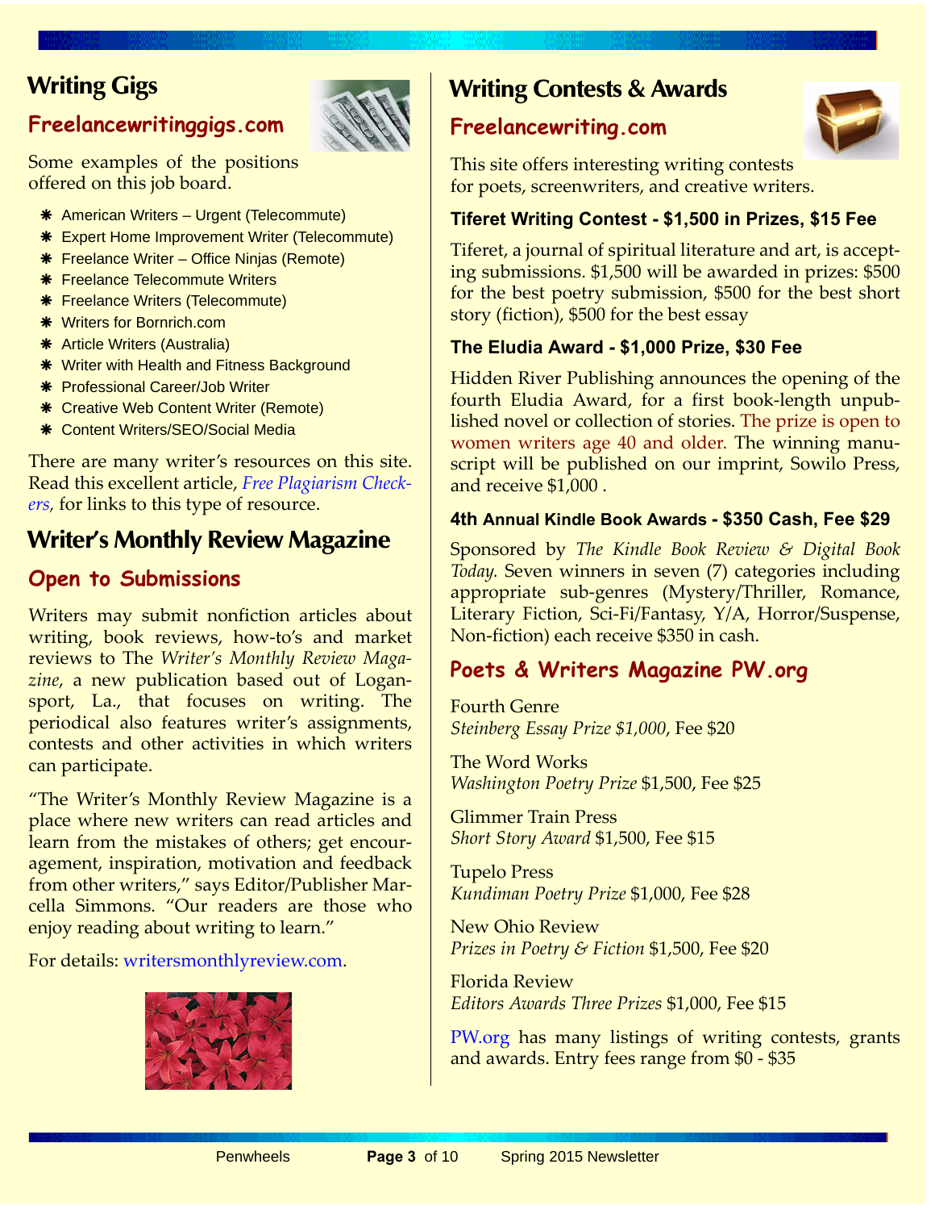# Writing Gigs

## Freelancewritinggigs.com

Some examples of the positions offered on this job board.

- American Writers – Urgent (Telecommute)
- Expert Home Improvement Writer (Telecommute)
- Freelance Writer – Office Ninjas (Remote)
- Freelance Telecommute Writers
- Freelance Writers (Telecommute)
- Writers for Bornrich.com
- Article Writers (Australia)
- Writer with Health and Fitness Background
- Professional Career/Job Writer
- Creative Web Content Writer (Remote)
- Content Writers/SEO/Social Media

There are many writer's resources on this site. Read this excellent article, *Free Plagiarism Checkers*, for links to this type of resource.

# Writer's Monthly Review Magazine

## Open to Submissions

Writers may submit nonfiction articles about writing, book reviews, how-to's and market reviews to The *Writer's Monthly Review Magazine*, a new publication based out of Logansport, La., that focuses on writing. The periodical also features writer's assignments, contests and other activities in which writers can participate.

"The Writer's Monthly Review Magazine is a place where new writers can read articles and learn from the mistakes of others; get encouragement, inspiration, motivation and feedback from other writers," says Editor/Publisher Marcella Simmons. "Our readers are those who enjoy reading about writing to learn."

For details: writersmonthlyreview.com.

# Writing Contests & Awards

## Freelancewriting.com

This site offers interesting writing contests for poets, screenwriters, and creative writers.

### Tiferet Writing Contest - $1,500 in Prizes, $15 Fee

Tiferet, a journal of spiritual literature and art, is accepting submissions. $1,500 will be awarded in prizes: $500 for the best poetry submission, $500 for the best short story (fiction), $500 for the best essay

### The Eludia Award - $1,000 Prize, $30 Fee

Hidden River Publishing announces the opening of the fourth Eludia Award, for a first book-length unpublished novel or collection of stories. The prize is open to women writers age 40 and older. The winning manuscript will be published on our imprint, Sowilo Press, and receive $1,000 .

### 4th Annual Kindle Book Awards - $350 Cash, Fee $29

Sponsored by *The Kindle Book Review & Digital Book Today*. Seven winners in seven (7) categories including appropriate sub-genres (Mystery/Thriller, Romance, Literary Fiction, Sci-Fi/Fantasy, Y/A, Horror/Suspense, Non-fiction) each receive $350 in cash.

## Poets & Writers Magazine PW.org

Fourth Genre
*Steinberg Essay Prize $1,000*, Fee $20

The Word Works
*Washington Poetry Prize* $1,500, Fee $25

Glimmer Train Press
*Short Story Award* $1,500, Fee $15

Tupelo Press
*Kundiman Poetry Prize* $1,000, Fee $28

New Ohio Review
*Prizes in Poetry & Fiction* $1,500, Fee $20

Florida Review
*Editors Awards Three Prizes* $1,000, Fee $15

PW.org has many listings of writing contests, grants and awards. Entry fees range from $0 - $35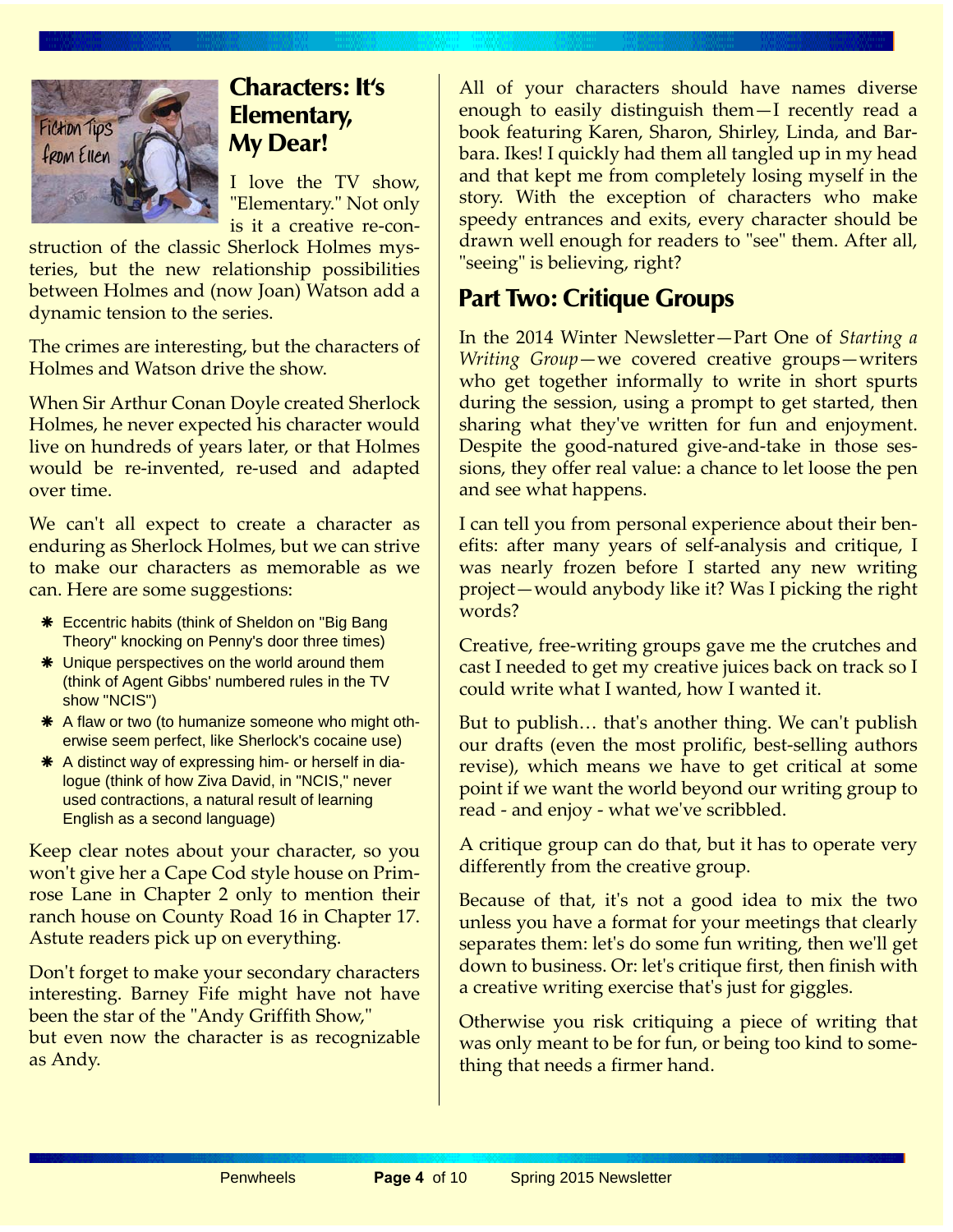## Characters: It's Elementary, My Dear!

I love the TV show, "Elementary." Not only is it a creative re-construction of the classic Sherlock Holmes mysteries, but the new relationship possibilities between Holmes and (now Joan) Watson add a dynamic tension to the series.

The crimes are interesting, but the characters of Holmes and Watson drive the show.

When Sir Arthur Conan Doyle created Sherlock Holmes, he never expected his character would live on hundreds of years later, or that Holmes would be re-invented, re-used and adapted over time.

We can't all expect to create a character as enduring as Sherlock Holmes, but we can strive to make our characters as memorable as we can. Here are some suggestions:

- Eccentric habits (think of Sheldon on "Big Bang Theory" knocking on Penny's door three times)
- Unique perspectives on the world around them (think of Agent Gibbs' numbered rules in the TV show "NCIS")
- A flaw or two (to humanize someone who might otherwise seem perfect, like Sherlock's cocaine use)
- A distinct way of expressing him- or herself in dialogue (think of how Ziva David, in "NCIS," never used contractions, a natural result of learning English as a second language)

Keep clear notes about your character, so you won't give her a Cape Cod style house on Primrose Lane in Chapter 2 only to mention their ranch house on County Road 16 in Chapter 17. Astute readers pick up on everything.

Don't forget to make your secondary characters interesting. Barney Fife might have not have been the star of the "Andy Griffith Show," but even now the character is as recognizable as Andy.

All of your characters should have names diverse enough to easily distinguish them—I recently read a book featuring Karen, Sharon, Shirley, Linda, and Barbara. Ikes! I quickly had them all tangled up in my head and that kept me from completely losing myself in the story. With the exception of characters who make speedy entrances and exits, every character should be drawn well enough for readers to "see" them. After all, "seeing" is believing, right?

## Part Two: Critique Groups

In the 2014 Winter Newsletter—Part One of *Starting a Writing Group*—we covered creative groups—writers who get together informally to write in short spurts during the session, using a prompt to get started, then sharing what they've written for fun and enjoyment. Despite the good-natured give-and-take in those sessions, they offer real value: a chance to let loose the pen and see what happens.

I can tell you from personal experience about their benefits: after many years of self-analysis and critique, I was nearly frozen before I started any new writing project—would anybody like it? Was I picking the right words?

Creative, free-writing groups gave me the crutches and cast I needed to get my creative juices back on track so I could write what I wanted, how I wanted it.

But to publish… that's another thing. We can't publish our drafts (even the most prolific, best-selling authors revise), which means we have to get critical at some point if we want the world beyond our writing group to read - and enjoy - what we've scribbled.

A critique group can do that, but it has to operate very differently from the creative group.

Because of that, it's not a good idea to mix the two unless you have a format for your meetings that clearly separates them: let's do some fun writing, then we'll get down to business. Or: let's critique first, then finish with a creative writing exercise that's just for giggles.

Otherwise you risk critiquing a piece of writing that was only meant to be for fun, or being too kind to something that needs a firmer hand.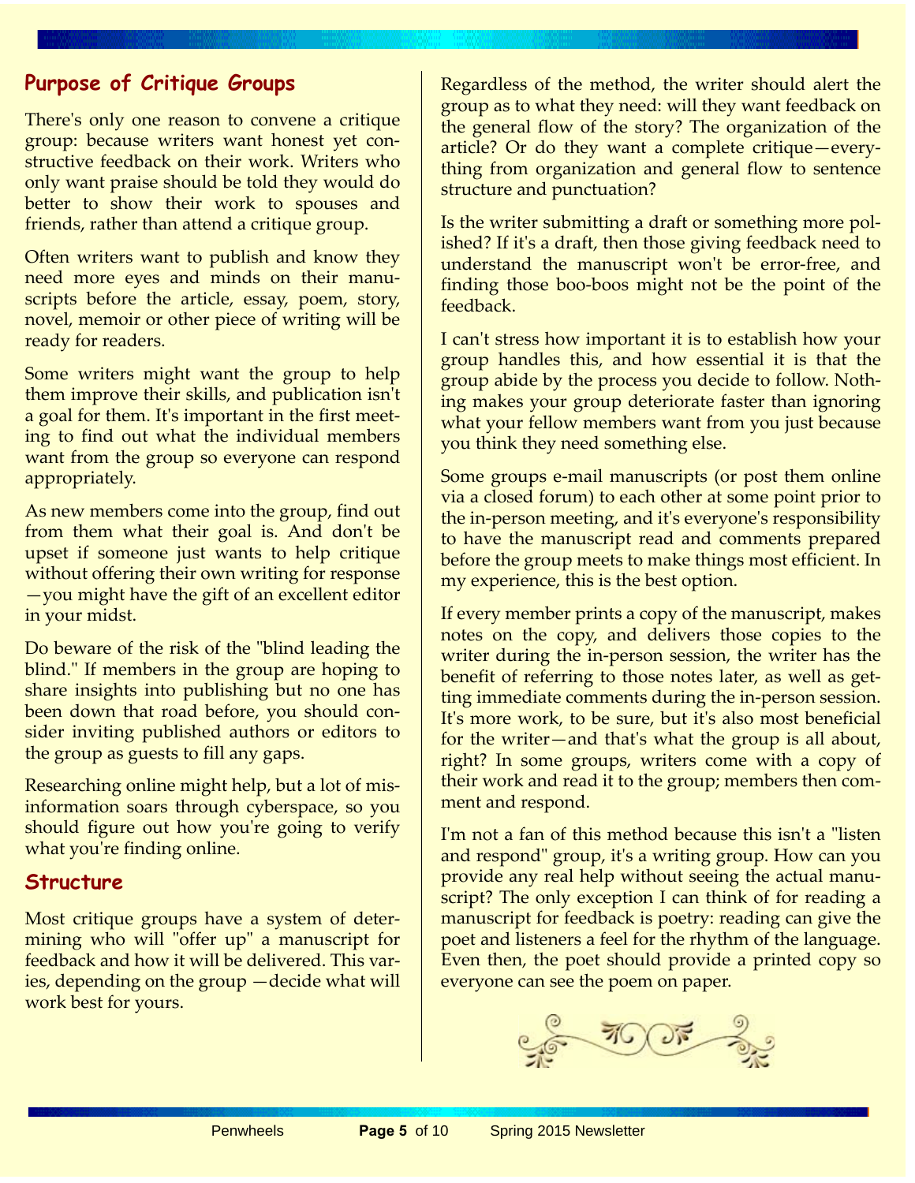## Purpose of Critique Groups

There's only one reason to convene a critique group: because writers want honest yet constructive feedback on their work. Writers who only want praise should be told they would do better to show their work to spouses and friends, rather than attend a critique group.

Often writers want to publish and know they need more eyes and minds on their manuscripts before the article, essay, poem, story, novel, memoir or other piece of writing will be ready for readers.

Some writers might want the group to help them improve their skills, and publication isn't a goal for them. It's important in the first meeting to find out what the individual members want from the group so everyone can respond appropriately.

As new members come into the group, find out from them what their goal is. And don't be upset if someone just wants to help critique without offering their own writing for response—you might have the gift of an excellent editor in your midst.

Do beware of the risk of the "blind leading the blind." If members in the group are hoping to share insights into publishing but no one has been down that road before, you should consider inviting published authors or editors to the group as guests to fill any gaps.

Researching online might help, but a lot of misinformation soars through cyberspace, so you should figure out how you're going to verify what you're finding online.

## Structure

Most critique groups have a system of determining who will "offer up" a manuscript for feedback and how it will be delivered. This varies, depending on the group —decide what will work best for yours.

Regardless of the method, the writer should alert the group as to what they need: will they want feedback on the general flow of the story? The organization of the article? Or do they want a complete critique—everything from organization and general flow to sentence structure and punctuation?

Is the writer submitting a draft or something more polished? If it's a draft, then those giving feedback need to understand the manuscript won't be error-free, and finding those boo-boos might not be the point of the feedback.

I can't stress how important it is to establish how your group handles this, and how essential it is that the group abide by the process you decide to follow. Nothing makes your group deteriorate faster than ignoring what your fellow members want from you just because you think they need something else.

Some groups e-mail manuscripts (or post them online via a closed forum) to each other at some point prior to the in-person meeting, and it's everyone's responsibility to have the manuscript read and comments prepared before the group meets to make things most efficient. In my experience, this is the best option.

If every member prints a copy of the manuscript, makes notes on the copy, and delivers those copies to the writer during the in-person session, the writer has the benefit of referring to those notes later, as well as getting immediate comments during the in-person session. It's more work, to be sure, but it's also most beneficial for the writer—and that's what the group is all about, right? In some groups, writers come with a copy of their work and read it to the group; members then comment and respond.

I'm not a fan of this method because this isn't a "listen and respond" group, it's a writing group. How can you provide any real help without seeing the actual manuscript? The only exception I can think of for reading a manuscript for feedback is poetry: reading can give the poet and listeners a feel for the rhythm of the language. Even then, the poet should provide a printed copy so everyone can see the poem on paper.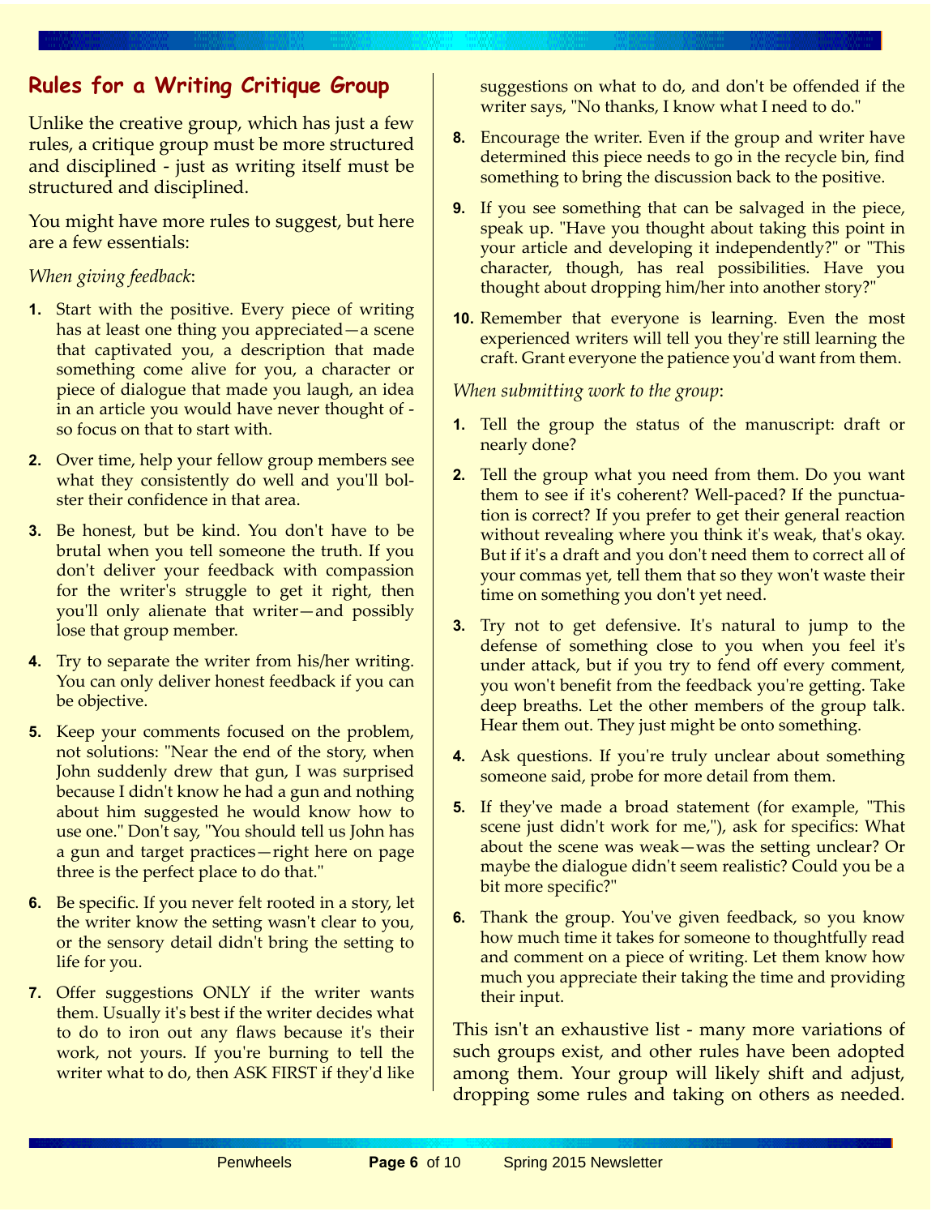## Rules for a Writing Critique Group

Unlike the creative group, which has just a few rules, a critique group must be more structured and disciplined - just as writing itself must be structured and disciplined.

You might have more rules to suggest, but here are a few essentials:

*When giving feedback*:

1. Start with the positive. Every piece of writing has at least one thing you appreciated—a scene that captivated you, a description that made something come alive for you, a character or piece of dialogue that made you laugh, an idea in an article you would have never thought of - so focus on that to start with.
2. Over time, help your fellow group members see what they consistently do well and you'll bolster their confidence in that area.
3. Be honest, but be kind. You don't have to be brutal when you tell someone the truth. If you don't deliver your feedback with compassion for the writer's struggle to get it right, then you'll only alienate that writer—and possibly lose that group member.
4. Try to separate the writer from his/her writing. You can only deliver honest feedback if you can be objective.
5. Keep your comments focused on the problem, not solutions: "Near the end of the story, when John suddenly drew that gun, I was surprised because I didn't know he had a gun and nothing about him suggested he would know how to use one." Don't say, "You should tell us John has a gun and target practices—right here on page three is the perfect place to do that."
6. Be specific. If you never felt rooted in a story, let the writer know the setting wasn't clear to you, or the sensory detail didn't bring the setting to life for you.
7. Offer suggestions ONLY if the writer wants them. Usually it's best if the writer decides what to do to iron out any flaws because it's their work, not yours. If you're burning to tell the writer what to do, then ASK FIRST if they'd like suggestions on what to do, and don't be offended if the writer says, "No thanks, I know what I need to do."
8. Encourage the writer. Even if the group and writer have determined this piece needs to go in the recycle bin, find something to bring the discussion back to the positive.
9. If you see something that can be salvaged in the piece, speak up. "Have you thought about taking this point in your article and developing it independently?" or "This character, though, has real possibilities. Have you thought about dropping him/her into another story?"
10. Remember that everyone is learning. Even the most experienced writers will tell you they're still learning the craft. Grant everyone the patience you'd want from them.

*When submitting work to the group*:

1. Tell the group the status of the manuscript: draft or nearly done?
2. Tell the group what you need from them. Do you want them to see if it's coherent? Well-paced? If the punctuation is correct? If you prefer to get their general reaction without revealing where you think it's weak, that's okay. But if it's a draft and you don't need them to correct all of your commas yet, tell them that so they won't waste their time on something you don't yet need.
3. Try not to get defensive. It's natural to jump to the defense of something close to you when you feel it's under attack, but if you try to fend off every comment, you won't benefit from the feedback you're getting. Take deep breaths. Let the other members of the group talk. Hear them out. They just might be onto something.
4. Ask questions. If you're truly unclear about something someone said, probe for more detail from them.
5. If they've made a broad statement (for example, "This scene just didn't work for me,"), ask for specifics: What about the scene was weak—was the setting unclear? Or maybe the dialogue didn't seem realistic? Could you be a bit more specific?"
6. Thank the group. You've given feedback, so you know how much time it takes for someone to thoughtfully read and comment on a piece of writing. Let them know how much you appreciate their taking the time and providing their input.

This isn't an exhaustive list - many more variations of such groups exist, and other rules have been adopted among them. Your group will likely shift and adjust, dropping some rules and taking on others as needed.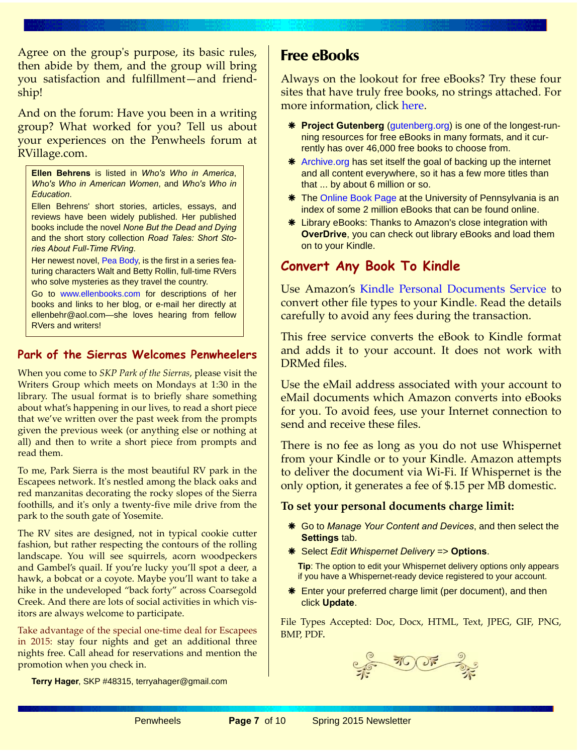Agree on the group's purpose, its basic rules, then abide by them, and the group will bring you satisfaction and fulfillment—and friendship!

And on the forum: Have you been in a writing group? What worked for you? Tell us about your experiences on the Penwheels forum at RVillage.com.

**Ellen Behrens** is listed in *Who's Who in America*, *Who's Who in American Women*, and *Who's Who in Education*.

Ellen Behrens' short stories, articles, essays, and reviews have been widely published. Her published books include the novel *None But the Dead and Dying* and the short story collection *Road Tales: Short Stories About Full-Time RVing*.

Her newest novel, Pea Body, is the first in a series featuring characters Walt and Betty Rollin, full-time RVers who solve mysteries as they travel the country.

Go to www.ellenbooks.com for descriptions of her books and links to her blog, or e-mail her directly at ellenbehr@aol.com—she loves hearing from fellow RVers and writers!

### Park of the Sierras Welcomes Penwheelers

When you come to *SKP Park of the Sierras*, please visit the Writers Group which meets on Mondays at 1:30 in the library. The usual format is to briefly share something about what's happening in our lives, to read a short piece that we've written over the past week from the prompts given the previous week (or anything else or nothing at all) and then to write a short piece from prompts and read them.

To me, Park Sierra is the most beautiful RV park in the Escapees network. It's nestled among the black oaks and red manzanitas decorating the rocky slopes of the Sierra foothills, and it's only a twenty-five mile drive from the park to the south gate of Yosemite.

The RV sites are designed, not in typical cookie cutter fashion, but rather respecting the contours of the rolling landscape. You will see squirrels, acorn woodpeckers and Gambel's quail. If you're lucky you'll spot a deer, a hawk, a bobcat or a coyote. Maybe you'll want to take a hike in the undeveloped "back forty" across Coarsegold Creek. And there are lots of social activities in which visitors are always welcome to participate.

Take advantage of the special one-time deal for Escapees in 2015: stay four nights and get an additional three nights free. Call ahead for reservations and mention the promotion when you check in.

**Terry Hager**, SKP #48315, terryahager@gmail.com

## Free eBooks

Always on the lookout for free eBooks? Try these four sites that have truly free books, no strings attached. For more information, click here.

- **Project Gutenberg** (gutenberg.org) is one of the longest-running resources for free eBooks in many formats, and it currently has over 46,000 free books to choose from.
- Archive.org has set itself the goal of backing up the internet and all content everywhere, so it has a few more titles than that ... by about 6 million or so.
- The Online Book Page at the University of Pennsylvania is an index of some 2 million eBooks that can be found online.
- Library eBooks: Thanks to Amazon's close integration with **OverDrive**, you can check out library eBooks and load them on to your Kindle.

### Convert Any Book To Kindle

Use Amazon's Kindle Personal Documents Service to convert other file types to your Kindle. Read the details carefully to avoid any fees during the transaction.

This free service converts the eBook to Kindle format and adds it to your account. It does not work with DRMed files.

Use the eMail address associated with your account to eMail documents which Amazon converts into eBooks for you. To avoid fees, use your Internet connection to send and receive these files.

There is no fee as long as you do not use Whispernet from your Kindle or to your Kindle. Amazon attempts to deliver the document via Wi-Fi. If Whispernet is the only option, it generates a fee of $.15 per MB domestic.

**To set your personal documents charge limit:**

- Go to *Manage Your Content and Devices*, and then select the **Settings** tab.
- Select *Edit Whispernet Delivery* => **Options**.

  **Tip**: The option to edit your Whispernet delivery options only appears if you have a Whispernet-ready device registered to your account.

- Enter your preferred charge limit (per document), and then click **Update**.

File Types Accepted: Doc, Docx, HTML, Text, JPEG, GIF, PNG, BMP, PDF.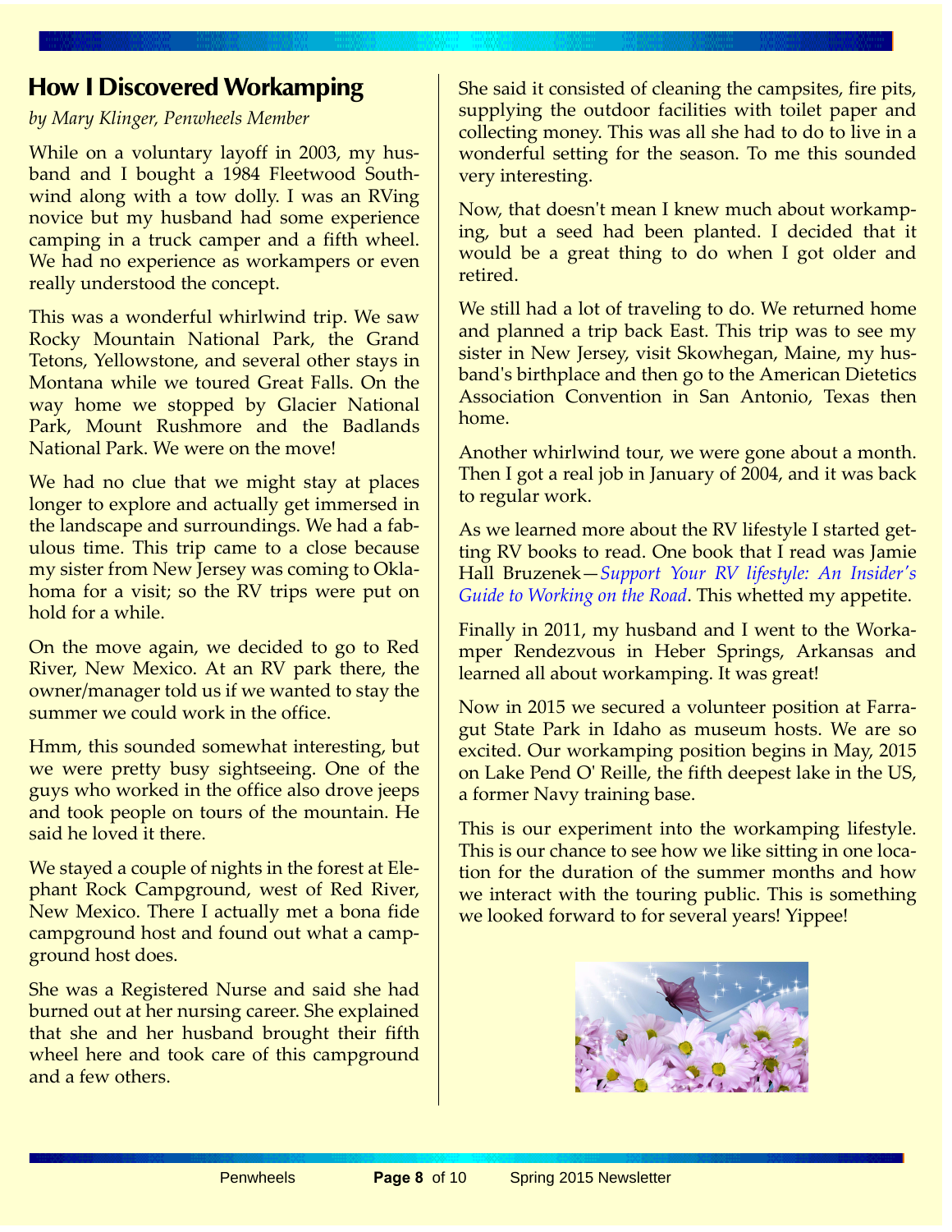## How I Discovered Workamping

*by Mary Klinger, Penwheels Member*

While on a voluntary layoff in 2003, my husband and I bought a 1984 Fleetwood Southwind along with a tow dolly. I was an RVing novice but my husband had some experience camping in a truck camper and a fifth wheel. We had no experience as workampers or even really understood the concept.

This was a wonderful whirlwind trip. We saw Rocky Mountain National Park, the Grand Tetons, Yellowstone, and several other stays in Montana while we toured Great Falls. On the way home we stopped by Glacier National Park, Mount Rushmore and the Badlands National Park. We were on the move!

We had no clue that we might stay at places longer to explore and actually get immersed in the landscape and surroundings. We had a fabulous time. This trip came to a close because my sister from New Jersey was coming to Oklahoma for a visit; so the RV trips were put on hold for a while.

On the move again, we decided to go to Red River, New Mexico. At an RV park there, the owner/manager told us if we wanted to stay the summer we could work in the office.

Hmm, this sounded somewhat interesting, but we were pretty busy sightseeing. One of the guys who worked in the office also drove jeeps and took people on tours of the mountain. He said he loved it there.

We stayed a couple of nights in the forest at Elephant Rock Campground, west of Red River, New Mexico. There I actually met a bona fide campground host and found out what a campground host does.

She was a Registered Nurse and said she had burned out at her nursing career. She explained that she and her husband brought their fifth wheel here and took care of this campground and a few others.

She said it consisted of cleaning the campsites, fire pits, supplying the outdoor facilities with toilet paper and collecting money. This was all she had to do to live in a wonderful setting for the season. To me this sounded very interesting.

Now, that doesn't mean I knew much about workamping, but a seed had been planted. I decided that it would be a great thing to do when I got older and retired.

We still had a lot of traveling to do. We returned home and planned a trip back East. This trip was to see my sister in New Jersey, visit Skowhegan, Maine, my husband's birthplace and then go to the American Dietetics Association Convention in San Antonio, Texas then home.

Another whirlwind tour, we were gone about a month. Then I got a real job in January of 2004, and it was back to regular work.

As we learned more about the RV lifestyle I started getting RV books to read. One book that I read was Jamie Hall Bruzenek—*Support Your RV lifestyle: An Insider's Guide to Working on the Road*. This whetted my appetite.

Finally in 2011, my husband and I went to the Workamper Rendezvous in Heber Springs, Arkansas and learned all about workamping. It was great!

Now in 2015 we secured a volunteer position at Farragut State Park in Idaho as museum hosts. We are so excited. Our workamping position begins in May, 2015 on Lake Pend O' Reille, the fifth deepest lake in the US, a former Navy training base.

This is our experiment into the workamping lifestyle. This is our chance to see how we like sitting in one location for the duration of the summer months and how we interact with the touring public. This is something we looked forward to for several years! Yippee!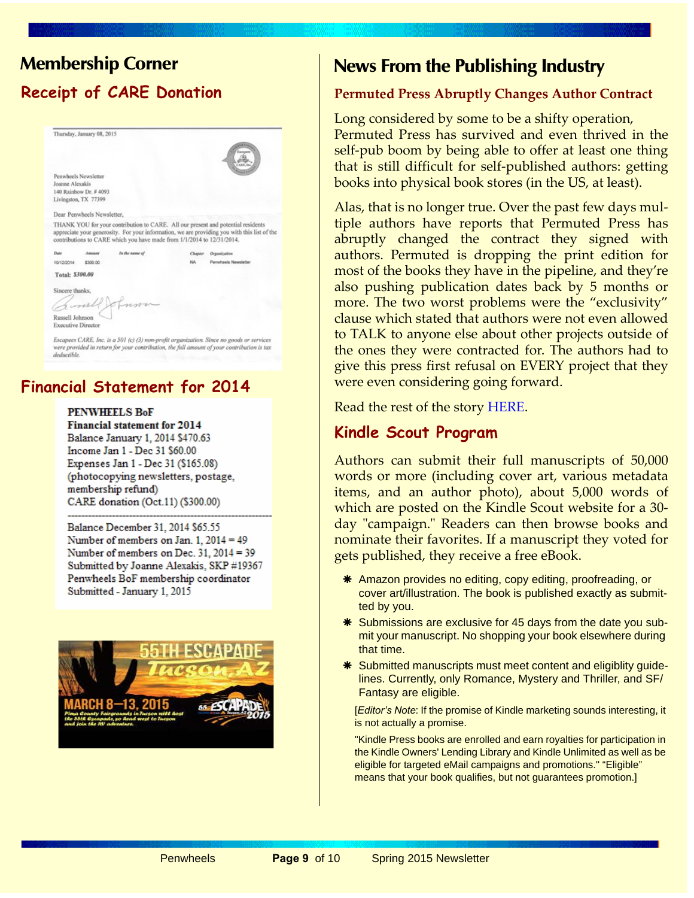# Membership Corner

## Receipt of CARE Donation

Thursday, January 08, 2015

Penwheels Newsletter
Joanne Alexakis
140 Rainbow Dr. # 4093
Livingston, TX 77399

Dear Penwheels Newsletter,

THANK YOU for your contribution to CARE. All our present and potential residents appreciate your generosity. For your information, we are providing you with this list of the contributions to CARE which you have made from 1/1/2014 to 12/31/2014.

| Date | Amount | In the name of | Chapter | Organization |
|---|---|---|---|---|
| 10/12/2014 | $300.00 | | NA | Penwheels Newsletter |

**Total: $300.00**

Sincere thanks,

Russell Johnson
Executive Director

*Escapees CARE, Inc. is a 501 (c) (3) non-profit organization. Since no goods or services were provided in return for your contribution, the full amount of your contribution is tax deductible.*

## Financial Statement for 2014

**PENWHEELS BoF**
**Financial statement for 2014**
Balance January 1, 2014 $470.63
Income Jan 1 - Dec 31 $60.00
Expenses Jan 1 - Dec 31 ($165.08)
(photocopying newsletters, postage, membership refund)
CARE donation (Oct.11) ($300.00)

---

Balance December 31, 2014 $65.55
Number of members on Jan. 1, 2014 = 49
Number of members on Dec. 31, 2014 = 39
Submitted by Joanne Alexakis, SKP #19367
Penwheels BoF membership coordinator
Submitted - January 1, 2015

55TH ESCAPADE Tucson, AZ
MARCH 8—13, 2015
Pima County Fairgrounds in Tucson will host the 55th Escapade, so head west to Tucson and join the RV adventure.

# News From the Publishing Industry

### Permuted Press Abruptly Changes Author Contract

Long considered by some to be a shifty operation, Permuted Press has survived and even thrived in the self-pub boom by being able to offer at least one thing that is still difficult for self-published authors: getting books into physical book stores (in the US, at least).

Alas, that is no longer true. Over the past few days multiple authors have reports that Permuted Press has abruptly changed the contract they signed with authors. Permuted is dropping the print edition for most of the books they have in the pipeline, and they're also pushing publication dates back by 5 months or more. The two worst problems were the "exclusivity" clause which stated that authors were not even allowed to TALK to anyone else about other projects outside of the ones they were contracted for. The authors had to give this press first refusal on EVERY project that they were even considering going forward.

Read the rest of the story HERE.

## Kindle Scout Program

Authors can submit their full manuscripts of 50,000 words or more (including cover art, various metadata items, and an author photo), about 5,000 words of which are posted on the Kindle Scout website for a 30-day "campaign." Readers can then browse books and nominate their favorites. If a manuscript they voted for gets published, they receive a free eBook.

- Amazon provides no editing, copy editing, proofreading, or cover art/illustration. The book is published exactly as submitted by you.
- Submissions are exclusive for 45 days from the date you submit your manuscript. No shopping your book elsewhere during that time.
- Submitted manuscripts must meet content and eligiblity guidelines. Currently, only Romance, Mystery and Thriller, and SF/Fantasy are eligible.

[*Editor's Note*: If the promise of Kindle marketing sounds interesting, it is not actually a promise.

"Kindle Press books are enrolled and earn royalties for participation in the Kindle Owners' Lending Library and Kindle Unlimited as well as be eligible for targeted eMail campaigns and promotions." "Eligible" means that your book qualifies, but not guarantees promotion.]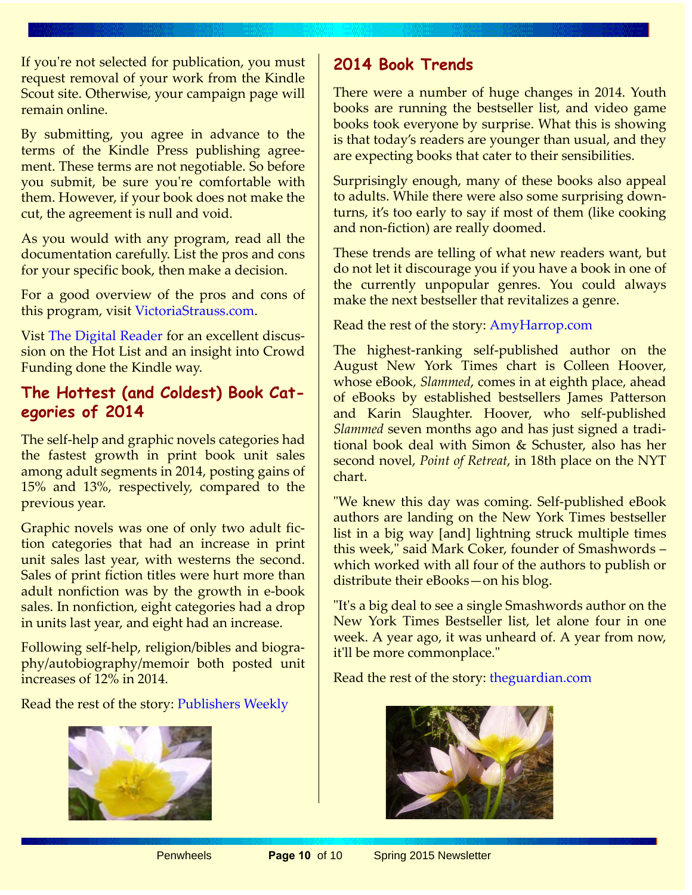If you're not selected for publication, you must request removal of your work from the Kindle Scout site. Otherwise, your campaign page will remain online.

By submitting, you agree in advance to the terms of the Kindle Press publishing agreement. These terms are not negotiable. So before you submit, be sure you're comfortable with them. However, if your book does not make the cut, the agreement is null and void.

As you would with any program, read all the documentation carefully. List the pros and cons for your specific book, then make a decision.

For a good overview of the pros and cons of this program, visit VictoriaStrauss.com.

Vist The Digital Reader for an excellent discussion on the Hot List and an insight into Crowd Funding done the Kindle way.

## The Hottest (and Coldest) Book Categories of 2014

The self-help and graphic novels categories had the fastest growth in print book unit sales among adult segments in 2014, posting gains of 15% and 13%, respectively, compared to the previous year.

Graphic novels was one of only two adult fiction categories that had an increase in print unit sales last year, with westerns the second. Sales of print fiction titles were hurt more than adult nonfiction was by the growth in e-book sales. In nonfiction, eight categories had a drop in units last year, and eight had an increase.

Following self-help, religion/bibles and biography/autobiography/memoir both posted unit increases of 12% in 2014.

Read the rest of the story: Publishers Weekly

## 2014 Book Trends

There were a number of huge changes in 2014. Youth books are running the bestseller list, and video game books took everyone by surprise. What this is showing is that today's readers are younger than usual, and they are expecting books that cater to their sensibilities.

Surprisingly enough, many of these books also appeal to adults. While there were also some surprising downturns, it's too early to say if most of them (like cooking and non-fiction) are really doomed.

These trends are telling of what new readers want, but do not let it discourage you if you have a book in one of the currently unpopular genres. You could always make the next bestseller that revitalizes a genre.

Read the rest of the story: AmyHarrop.com

The highest-ranking self-published author on the August New York Times chart is Colleen Hoover, whose eBook, *Slammed*, comes in at eighth place, ahead of eBooks by established bestsellers James Patterson and Karin Slaughter. Hoover, who self-published *Slammed* seven months ago and has just signed a traditional book deal with Simon & Schuster, also has her second novel, *Point of Retreat*, in 18th place on the NYT chart.

"We knew this day was coming. Self-published eBook authors are landing on the New York Times bestseller list in a big way [and] lightning struck multiple times this week," said Mark Coker, founder of Smashwords – which worked with all four of the authors to publish or distribute their eBooks—on his blog.

"It's a big deal to see a single Smashwords author on the New York Times Bestseller list, let alone four in one week. A year ago, it was unheard of. A year from now, it'll be more commonplace."

Read the rest of the story: theguardian.com